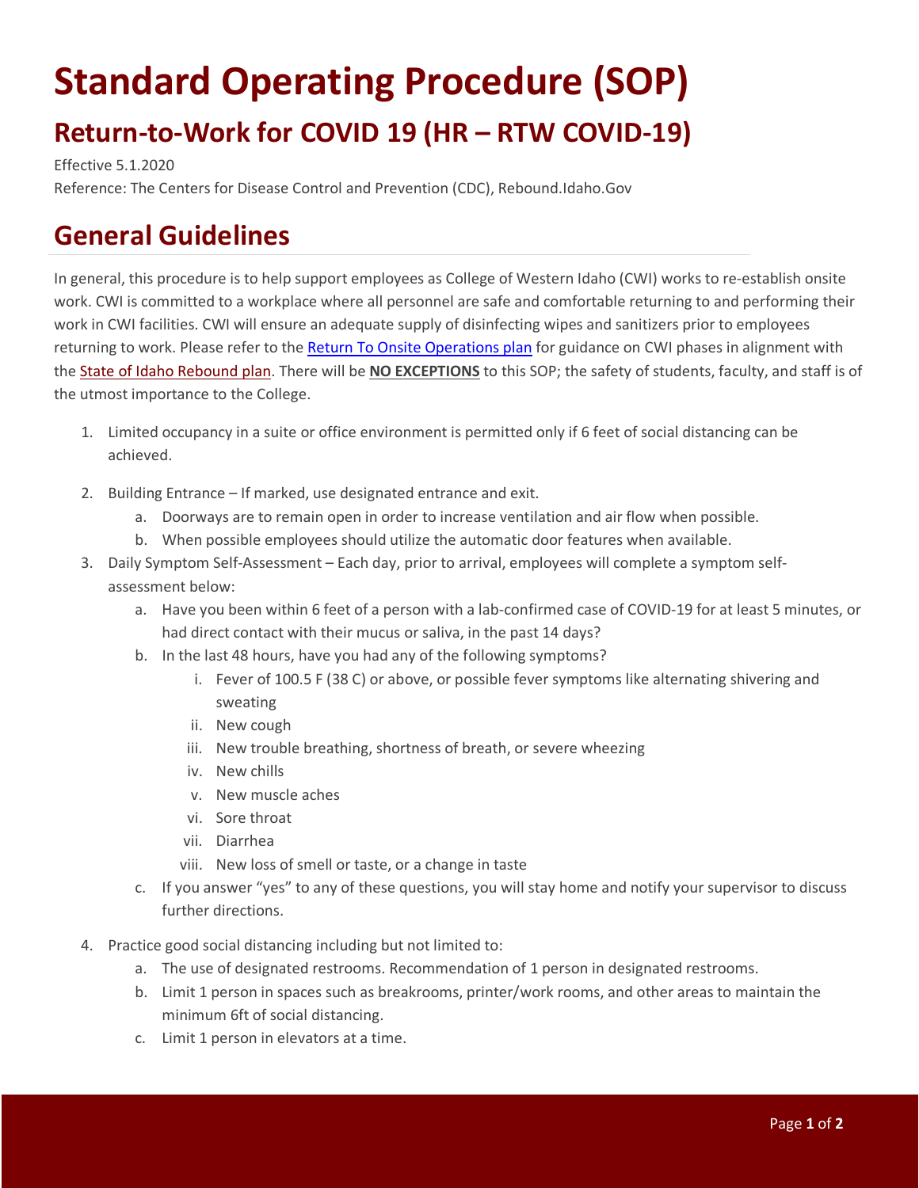# Standard Operating Procedure (SOP)

## Return-to-Work for COVID 19 (HR – RTW COVID-19)

Effective 5.1.2020

Reference: The Centers for Disease Control and Prevention (CDC), Rebound.Idaho.Gov

## General Guidelines

In general, this procedure is to help support employees as College of Western Idaho (CWI) works to re-establish onsite work. CWI is committed to a workplace where all personnel are safe and comfortable returning to and performing their work in CWI facilities. CWI will ensure an adequate supply of disinfecting wipes and sanitizers prior to employees returning to work. Please refer to the Return To Onsite Operations plan for guidance on CWI phases in alignment with the State of Idaho Rebound plan. There will be **NO EXCEPTIONS** to this SOP; the safety of students, faculty, and staff is of the utmost importance to the College.

1. Limited occupancy in a suite or office environment is permitted only if 6 feet of social distancing can be achieved.
2. Building Entrance – If marked, use designated entrance and exit.
   a. Doorways are to remain open in order to increase ventilation and air flow when possible.
   b. When possible employees should utilize the automatic door features when available.
3. Daily Symptom Self-Assessment – Each day, prior to arrival, employees will complete a symptom self-assessment below:
   a. Have you been within 6 feet of a person with a lab-confirmed case of COVID-19 for at least 5 minutes, or had direct contact with their mucus or saliva, in the past 14 days?
   b. In the last 48 hours, have you had any of the following symptoms?
      i. Fever of 100.5 F (38 C) or above, or possible fever symptoms like alternating shivering and sweating
      ii. New cough
      iii. New trouble breathing, shortness of breath, or severe wheezing
      iv. New chills
      v. New muscle aches
      vi. Sore throat
      vii. Diarrhea
      viii. New loss of smell or taste, or a change in taste
   c. If you answer "yes" to any of these questions, you will stay home and notify your supervisor to discuss further directions.
4. Practice good social distancing including but not limited to:
   a. The use of designated restrooms. Recommendation of 1 person in designated restrooms.
   b. Limit 1 person in spaces such as breakrooms, printer/work rooms, and other areas to maintain the minimum 6ft of social distancing.
   c. Limit 1 person in elevators at a time.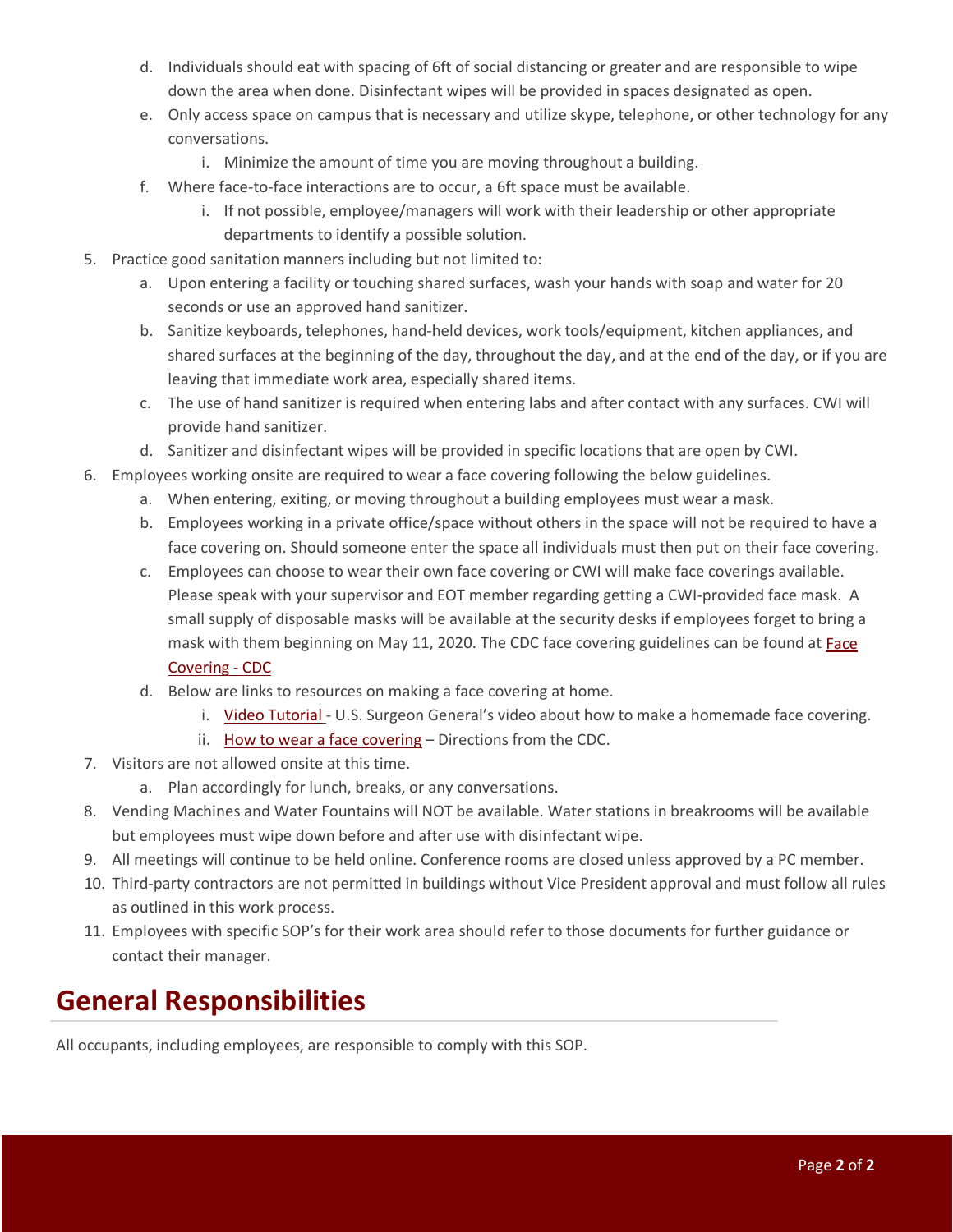d. Individuals should eat with spacing of 6ft of social distancing or greater and are responsible to wipe down the area when done. Disinfectant wipes will be provided in spaces designated as open.
   e. Only access space on campus that is necessary and utilize skype, telephone, or other technology for any conversations.
      i. Minimize the amount of time you are moving throughout a building.
   f. Where face-to-face interactions are to occur, a 6ft space must be available.
      i. If not possible, employee/managers will work with their leadership or other appropriate departments to identify a possible solution.
5. Practice good sanitation manners including but not limited to:
   a. Upon entering a facility or touching shared surfaces, wash your hands with soap and water for 20 seconds or use an approved hand sanitizer.
   b. Sanitize keyboards, telephones, hand-held devices, work tools/equipment, kitchen appliances, and shared surfaces at the beginning of the day, throughout the day, and at the end of the day, or if you are leaving that immediate work area, especially shared items.
   c. The use of hand sanitizer is required when entering labs and after contact with any surfaces. CWI will provide hand sanitizer.
   d. Sanitizer and disinfectant wipes will be provided in specific locations that are open by CWI.
6. Employees working onsite are required to wear a face covering following the below guidelines.
   a. When entering, exiting, or moving throughout a building employees must wear a mask.
   b. Employees working in a private office/space without others in the space will not be required to have a face covering on. Should someone enter the space all individuals must then put on their face covering.
   c. Employees can choose to wear their own face covering or CWI will make face coverings available. Please speak with your supervisor and EOT member regarding getting a CWI-provided face mask. A small supply of disposable masks will be available at the security desks if employees forget to bring a mask with them beginning on May 11, 2020. The CDC face covering guidelines can be found at Face Covering - CDC
   d. Below are links to resources on making a face covering at home.
      i. Video Tutorial - U.S. Surgeon General's video about how to make a homemade face covering.
      ii. How to wear a face covering – Directions from the CDC.
7. Visitors are not allowed onsite at this time.
   a. Plan accordingly for lunch, breaks, or any conversations.
8. Vending Machines and Water Fountains will NOT be available. Water stations in breakrooms will be available but employees must wipe down before and after use with disinfectant wipe.
9. All meetings will continue to be held online. Conference rooms are closed unless approved by a PC member.
10. Third-party contractors are not permitted in buildings without Vice President approval and must follow all rules as outlined in this work process.
11. Employees with specific SOP's for their work area should refer to those documents for further guidance or contact their manager.

## General Responsibilities

All occupants, including employees, are responsible to comply with this SOP.